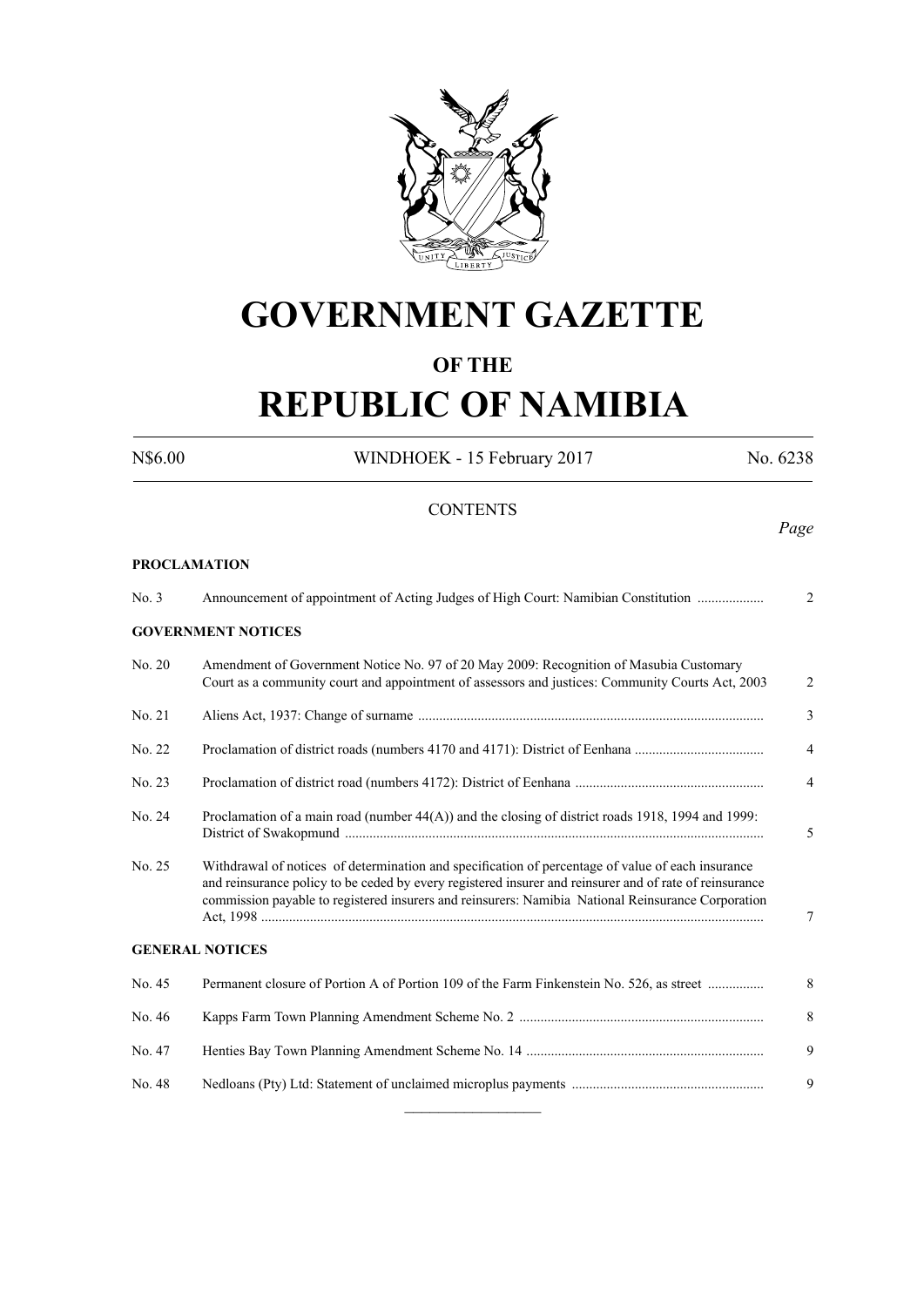# GOVERNMENT GAZETTE

## OF THE

# REPUBLIC OF NAMIBIA

N$6.00 WINDHOEK - 15 February 2017 No. 6238

## CONTENTS

*Page*

**PROCLAMATION**

| | | |
|---|---|---|
| No. 3 | Announcement of appointment of Acting Judges of High Court: Namibian Constitution | 2 |

**GOVERNMENT NOTICES**

| | | |
|---|---|---|
| No. 20 | Amendment of Government Notice No. 97 of 20 May 2009: Recognition of Masubia Customary Court as a community court and appointment of assessors and justices: Community Courts Act, 2003 | 2 |
| No. 21 | Aliens Act, 1937: Change of surname | 3 |
| No. 22 | Proclamation of district roads (numbers 4170 and 4171): District of Eenhana | 4 |
| No. 23 | Proclamation of district road (numbers 4172): District of Eenhana | 4 |
| No. 24 | Proclamation of a main road (number 44(A)) and the closing of district roads 1918, 1994 and 1999: District of Swakopmund | 5 |
| No. 25 | Withdrawal of notices of determination and specification of percentage of value of each insurance and reinsurance policy to be ceded by every registered insurer and reinsurer and of rate of reinsurance commission payable to registered insurers and reinsurers: Namibia National Reinsurance Corporation Act, 1998 | 7 |

**GENERAL NOTICES**

| | | |
|---|---|---|
| No. 45 | Permanent closure of Portion A of Portion 109 of the Farm Finkenstein No. 526, as street | 8 |
| No. 46 | Kapps Farm Town Planning Amendment Scheme No. 2 | 8 |
| No. 47 | Henties Bay Town Planning Amendment Scheme No. 14 | 9 |
| No. 48 | Nedloans (Pty) Ltd: Statement of unclaimed microplus payments | 9 |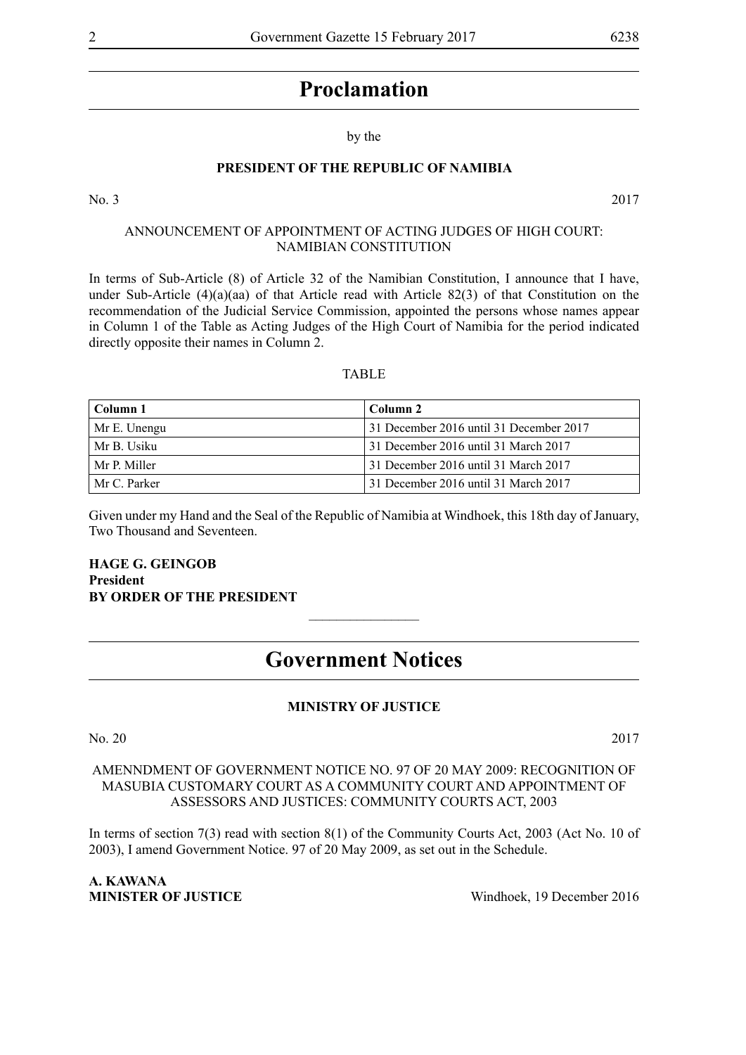# Proclamation

by the

**PRESIDENT OF THE REPUBLIC OF NAMIBIA**

No. 3 2017

ANNOUNCEMENT OF APPOINTMENT OF ACTING JUDGES OF HIGH COURT: NAMIBIAN CONSTITUTION

In terms of Sub-Article (8) of Article 32 of the Namibian Constitution, I announce that I have, under Sub-Article (4)(a)(aa) of that Article read with Article 82(3) of that Constitution on the recommendation of the Judicial Service Commission, appointed the persons whose names appear in Column 1 of the Table as Acting Judges of the High Court of Namibia for the period indicated directly opposite their names in Column 2.

TABLE

| Column 1 | Column 2 |
|---|---|
| Mr E. Unengu | 31 December 2016 until 31 December 2017 |
| Mr B. Usiku | 31 December 2016 until 31 March 2017 |
| Mr P. Miller | 31 December 2016 until 31 March 2017 |
| Mr C. Parker | 31 December 2016 until 31 March 2017 |

Given under my Hand and the Seal of the Republic of Namibia at Windhoek, this 18th day of January, Two Thousand and Seventeen.

**HAGE G. GEINGOB**
**President**
**BY ORDER OF THE PRESIDENT**

---

# Government Notices

**MINISTRY OF JUSTICE**

No. 20 2017

AMENNDMENT OF GOVERNMENT NOTICE NO. 97 OF 20 MAY 2009: RECOGNITION OF MASUBIA CUSTOMARY COURT AS A COMMUNITY COURT AND APPOINTMENT OF ASSESSORS AND JUSTICES: COMMUNITY COURTS ACT, 2003

In terms of section 7(3) read with section 8(1) of the Community Courts Act, 2003 (Act No. 10 of 2003), I amend Government Notice. 97 of 20 May 2009, as set out in the Schedule.

**A. KAWANA**
**MINISTER OF JUSTICE** Windhoek, 19 December 2016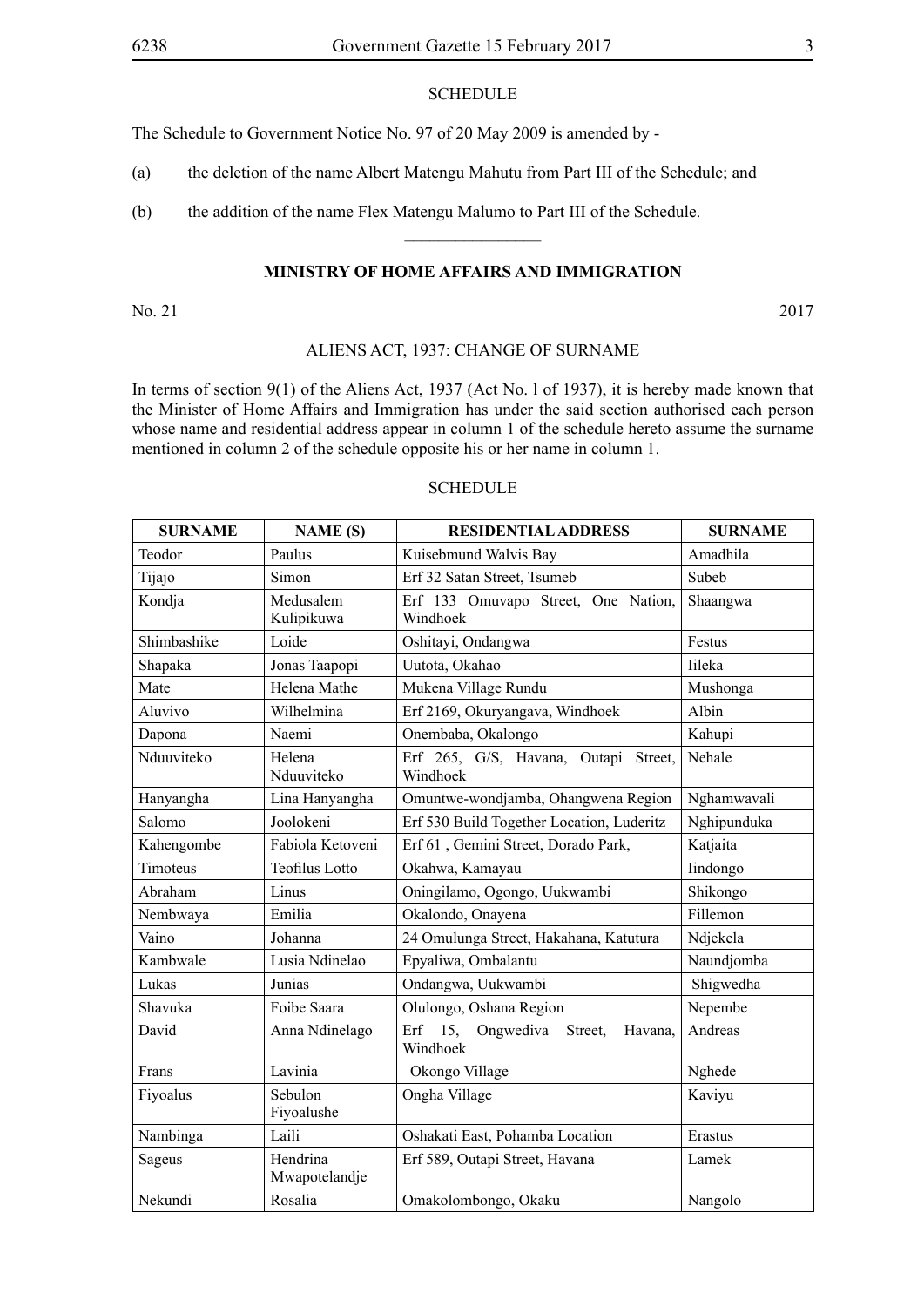SCHEDULE

The Schedule to Government Notice No. 97 of 20 May 2009 is amended by -

(a) the deletion of the name Albert Matengu Mahutu from Part III of the Schedule; and

(b) the addition of the name Flex Matengu Malumo to Part III of the Schedule.

________________

**MINISTRY OF HOME AFFAIRS AND IMMIGRATION**

No. 21 2017

ALIENS ACT, 1937: CHANGE OF SURNAME

In terms of section 9(1) of the Aliens Act, 1937 (Act No. l of 1937), it is hereby made known that the Minister of Home Affairs and Immigration has under the said section authorised each person whose name and residential address appear in column 1 of the schedule hereto assume the surname mentioned in column 2 of the schedule opposite his or her name in column 1.

SCHEDULE

| SURNAME | NAME (S) | RESIDENTIAL ADDRESS | SURNAME |
|---|---|---|---|
| Teodor | Paulus | Kuisebmund Walvis Bay | Amadhila |
| Tijajo | Simon | Erf 32 Satan Street, Tsumeb | Subeb |
| Kondja | Medusalem Kulipikuwa | Erf 133 Omuvapo Street, One Nation, Windhoek | Shaangwa |
| Shimbashike | Loide | Oshitayi, Ondangwa | Festus |
| Shapaka | Jonas Taapopi | Uutota, Okahao | Iileka |
| Mate | Helena Mathe | Mukena Village Rundu | Mushonga |
| Aluvivo | Wilhelmina | Erf 2169, Okuryangava, Windhoek | Albin |
| Dapona | Naemi | Onembaba, Okalongo | Kahupi |
| Nduuviteko | Helena Nduuviteko | Erf 265, G/S, Havana, Outapi Street, Windhoek | Nehale |
| Hanyangha | Lina Hanyangha | Omuntwe-wondjamba, Ohangwena Region | Nghamwavali |
| Salomo | Joolokeni | Erf 530 Build Together Location, Luderitz | Nghipunduka |
| Kahengombe | Fabiola Ketoveni | Erf 61 , Gemini Street, Dorado Park, | Katjaita |
| Timoteus | Teofilus Lotto | Okahwa, Kamayau | Iindongo |
| Abraham | Linus | Oningilamo, Ogongo, Uukwambi | Shikongo |
| Nembwaya | Emilia | Okalondo, Onayena | Fillemon |
| Vaino | Johanna | 24 Omulunga Street, Hakahana, Katutura | Ndjekela |
| Kambwale | Lusia Ndinelao | Epyaliwa, Ombalantu | Naundjomba |
| Lukas | Junias | Ondangwa, Uukwambi | Shigwedha |
| Shavuka | Foibe Saara | Olulongo, Oshana Region | Nepembe |
| David | Anna Ndinelago | Erf 15, Ongwediva Street, Havana, Windhoek | Andreas |
| Frans | Lavinia | Okongo Village | Nghede |
| Fiyoalus | Sebulon Fiyoalushe | Ongha Village | Kaviyu |
| Nambinga | Laili | Oshakati East, Pohamba Location | Erastus |
| Sageus | Hendrina Mwapotelandje | Erf 589, Outapi Street, Havana | Lamek |
| Nekundi | Rosalia | Omakolombongo, Okaku | Nangolo |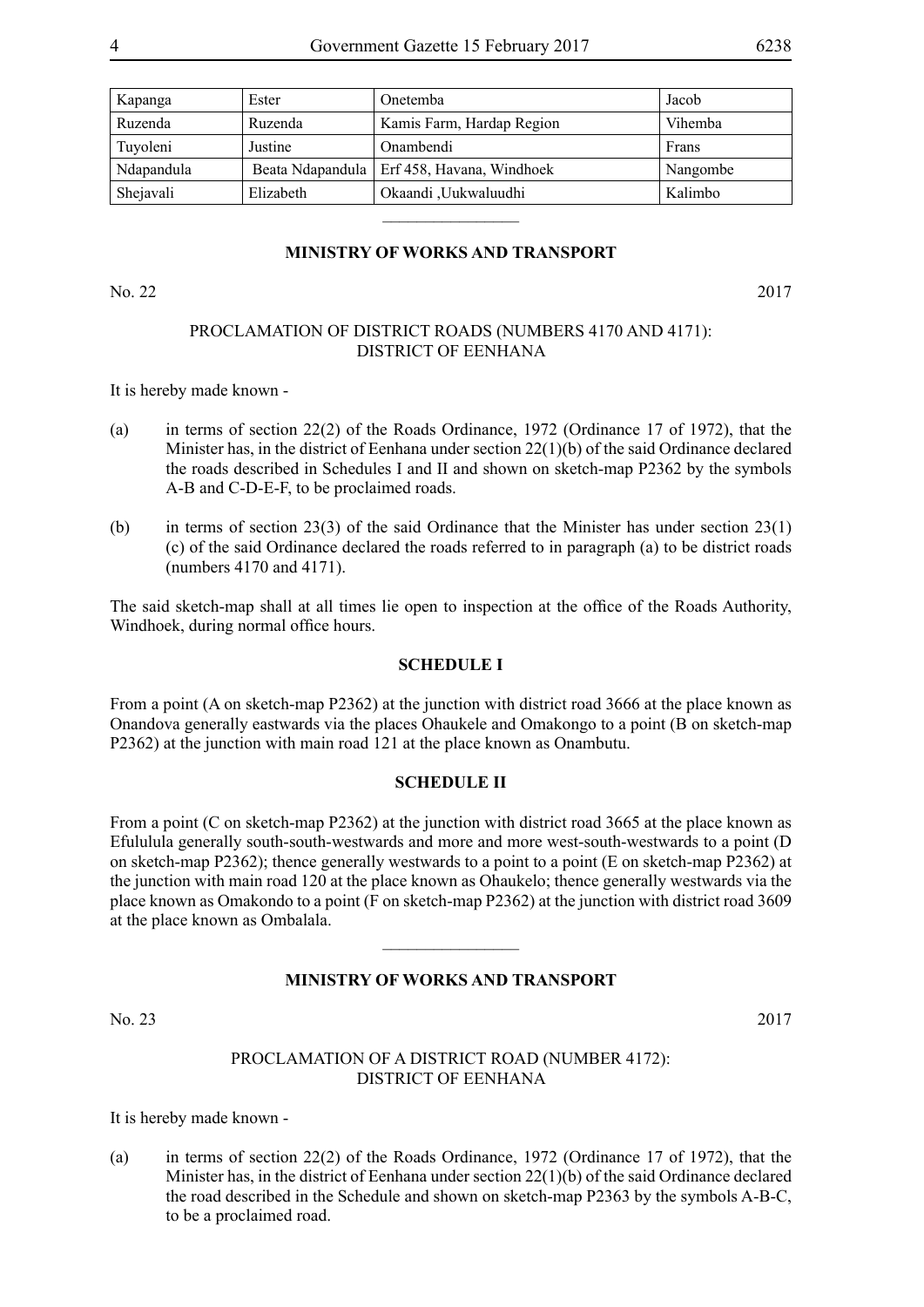| Kapanga | Ester | Onetemba | Jacob |
|---|---|---|---|
| Ruzenda | Ruzenda | Kamis Farm, Hardap Region | Vihemba |
| Tuyoleni | Justine | Onambendi | Frans |
| Ndapandula | Beata Ndapandula | Erf 458, Havana, Windhoek | Nangombe |
| Shejavali | Elizabeth | Okaandi ,Uukwaluudhi | Kalimbo |

________________

**MINISTRY OF WORKS AND TRANSPORT**

No. 22 2017

PROCLAMATION OF DISTRICT ROADS (NUMBERS 4170 AND 4171): DISTRICT OF EENHANA

It is hereby made known -

(a) in terms of section 22(2) of the Roads Ordinance, 1972 (Ordinance 17 of 1972), that the Minister has, in the district of Eenhana under section 22(1)(b) of the said Ordinance declared the roads described in Schedules I and II and shown on sketch-map P2362 by the symbols A-B and C-D-E-F, to be proclaimed roads.

(b) in terms of section 23(3) of the said Ordinance that the Minister has under section 23(1)(c) of the said Ordinance declared the roads referred to in paragraph (a) to be district roads (numbers 4170 and 4171).

The said sketch-map shall at all times lie open to inspection at the office of the Roads Authority, Windhoek, during normal office hours.

**SCHEDULE I**

From a point (A on sketch-map P2362) at the junction with district road 3666 at the place known as Onandova generally eastwards via the places Ohaukele and Omakongo to a point (B on sketch-map P2362) at the junction with main road 121 at the place known as Onambutu.

**SCHEDULE II**

From a point (C on sketch-map P2362) at the junction with district road 3665 at the place known as Efululula generally south-south-westwards and more and more west-south-westwards to a point (D on sketch-map P2362); thence generally westwards to a point to a point (E on sketch-map P2362) at the junction with main road 120 at the place known as Ohaukelo; thence generally westwards via the place known as Omakondo to a point (F on sketch-map P2362) at the junction with district road 3609 at the place known as Ombalala.

________________

**MINISTRY OF WORKS AND TRANSPORT**

No. 23 2017

PROCLAMATION OF A DISTRICT ROAD (NUMBER 4172): DISTRICT OF EENHANA

It is hereby made known -

(a) in terms of section 22(2) of the Roads Ordinance, 1972 (Ordinance 17 of 1972), that the Minister has, in the district of Eenhana under section 22(1)(b) of the said Ordinance declared the road described in the Schedule and shown on sketch-map P2363 by the symbols A-B-C, to be a proclaimed road.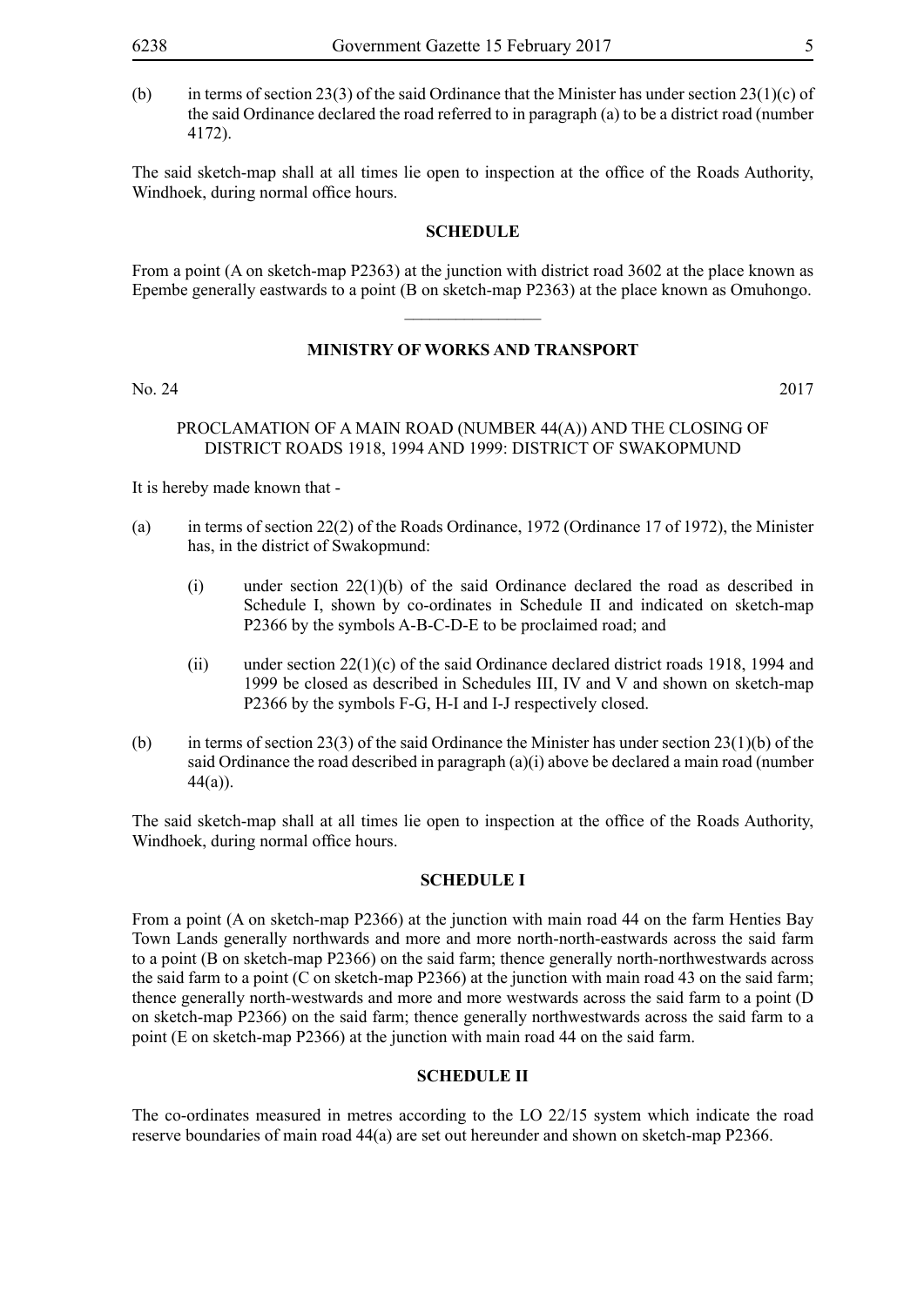(b) in terms of section 23(3) of the said Ordinance that the Minister has under section 23(1)(c) of the said Ordinance declared the road referred to in paragraph (a) to be a district road (number 4172).

The said sketch-map shall at all times lie open to inspection at the office of the Roads Authority, Windhoek, during normal office hours.

**SCHEDULE**

From a point (A on sketch-map P2363) at the junction with district road 3602 at the place known as Epembe generally eastwards to a point (B on sketch-map P2363) at the place known as Omuhongo.

________________

**MINISTRY OF WORKS AND TRANSPORT**

No. 24 2017

PROCLAMATION OF A MAIN ROAD (NUMBER 44(A)) AND THE CLOSING OF DISTRICT ROADS 1918, 1994 AND 1999: DISTRICT OF SWAKOPMUND

It is hereby made known that -

(a) in terms of section 22(2) of the Roads Ordinance, 1972 (Ordinance 17 of 1972), the Minister has, in the district of Swakopmund:

  (i) under section 22(1)(b) of the said Ordinance declared the road as described in Schedule I, shown by co-ordinates in Schedule II and indicated on sketch-map P2366 by the symbols A-B-C-D-E to be proclaimed road; and

  (ii) under section 22(1)(c) of the said Ordinance declared district roads 1918, 1994 and 1999 be closed as described in Schedules III, IV and V and shown on sketch-map P2366 by the symbols F-G, H-I and I-J respectively closed.

(b) in terms of section 23(3) of the said Ordinance the Minister has under section 23(1)(b) of the said Ordinance the road described in paragraph (a)(i) above be declared a main road (number 44(a)).

The said sketch-map shall at all times lie open to inspection at the office of the Roads Authority, Windhoek, during normal office hours.

**SCHEDULE I**

From a point (A on sketch-map P2366) at the junction with main road 44 on the farm Henties Bay Town Lands generally northwards and more and more north-north-eastwards across the said farm to a point (B on sketch-map P2366) on the said farm; thence generally north-northwestwards across the said farm to a point (C on sketch-map P2366) at the junction with main road 43 on the said farm; thence generally north-westwards and more and more westwards across the said farm to a point (D on sketch-map P2366) on the said farm; thence generally northwestwards across the said farm to a point (E on sketch-map P2366) at the junction with main road 44 on the said farm.

**SCHEDULE II**

The co-ordinates measured in metres according to the LO 22/15 system which indicate the road reserve boundaries of main road 44(a) are set out hereunder and shown on sketch-map P2366.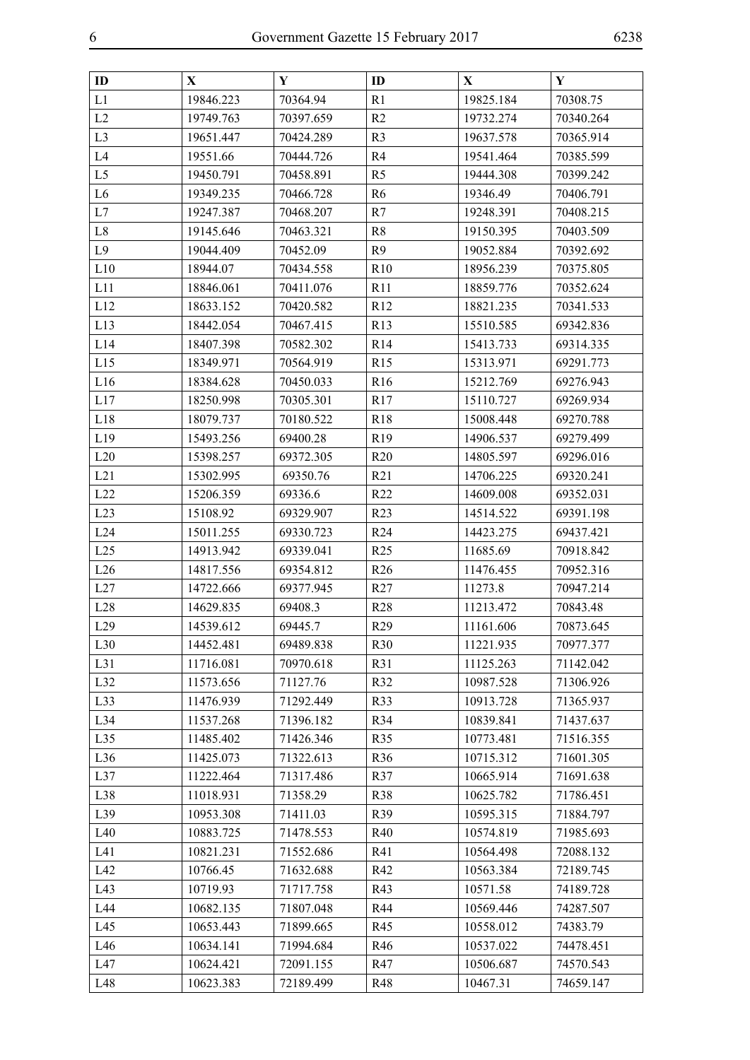| ID | X | Y | ID | X | Y |
|---|---|---|---|---|---|
| L1 | 19846.223 | 70364.94 | R1 | 19825.184 | 70308.75 |
| L2 | 19749.763 | 70397.659 | R2 | 19732.274 | 70340.264 |
| L3 | 19651.447 | 70424.289 | R3 | 19637.578 | 70365.914 |
| L4 | 19551.66 | 70444.726 | R4 | 19541.464 | 70385.599 |
| L5 | 19450.791 | 70458.891 | R5 | 19444.308 | 70399.242 |
| L6 | 19349.235 | 70466.728 | R6 | 19346.49 | 70406.791 |
| L7 | 19247.387 | 70468.207 | R7 | 19248.391 | 70408.215 |
| L8 | 19145.646 | 70463.321 | R8 | 19150.395 | 70403.509 |
| L9 | 19044.409 | 70452.09 | R9 | 19052.884 | 70392.692 |
| L10 | 18944.07 | 70434.558 | R10 | 18956.239 | 70375.805 |
| L11 | 18846.061 | 70411.076 | R11 | 18859.776 | 70352.624 |
| L12 | 18633.152 | 70420.582 | R12 | 18821.235 | 70341.533 |
| L13 | 18442.054 | 70467.415 | R13 | 15510.585 | 69342.836 |
| L14 | 18407.398 | 70582.302 | R14 | 15413.733 | 69314.335 |
| L15 | 18349.971 | 70564.919 | R15 | 15313.971 | 69291.773 |
| L16 | 18384.628 | 70450.033 | R16 | 15212.769 | 69276.943 |
| L17 | 18250.998 | 70305.301 | R17 | 15110.727 | 69269.934 |
| L18 | 18079.737 | 70180.522 | R18 | 15008.448 | 69270.788 |
| L19 | 15493.256 | 69400.28 | R19 | 14906.537 | 69279.499 |
| L20 | 15398.257 | 69372.305 | R20 | 14805.597 | 69296.016 |
| L21 | 15302.995 | 69350.76 | R21 | 14706.225 | 69320.241 |
| L22 | 15206.359 | 69336.6 | R22 | 14609.008 | 69352.031 |
| L23 | 15108.92 | 69329.907 | R23 | 14514.522 | 69391.198 |
| L24 | 15011.255 | 69330.723 | R24 | 14423.275 | 69437.421 |
| L25 | 14913.942 | 69339.041 | R25 | 11685.69 | 70918.842 |
| L26 | 14817.556 | 69354.812 | R26 | 11476.455 | 70952.316 |
| L27 | 14722.666 | 69377.945 | R27 | 11273.8 | 70947.214 |
| L28 | 14629.835 | 69408.3 | R28 | 11213.472 | 70843.48 |
| L29 | 14539.612 | 69445.7 | R29 | 11161.606 | 70873.645 |
| L30 | 14452.481 | 69489.838 | R30 | 11221.935 | 70977.377 |
| L31 | 11716.081 | 70970.618 | R31 | 11125.263 | 71142.042 |
| L32 | 11573.656 | 71127.76 | R32 | 10987.528 | 71306.926 |
| L33 | 11476.939 | 71292.449 | R33 | 10913.728 | 71365.937 |
| L34 | 11537.268 | 71396.182 | R34 | 10839.841 | 71437.637 |
| L35 | 11485.402 | 71426.346 | R35 | 10773.481 | 71516.355 |
| L36 | 11425.073 | 71322.613 | R36 | 10715.312 | 71601.305 |
| L37 | 11222.464 | 71317.486 | R37 | 10665.914 | 71691.638 |
| L38 | 11018.931 | 71358.29 | R38 | 10625.782 | 71786.451 |
| L39 | 10953.308 | 71411.03 | R39 | 10595.315 | 71884.797 |
| L40 | 10883.725 | 71478.553 | R40 | 10574.819 | 71985.693 |
| L41 | 10821.231 | 71552.686 | R41 | 10564.498 | 72088.132 |
| L42 | 10766.45 | 71632.688 | R42 | 10563.384 | 72189.745 |
| L43 | 10719.93 | 71717.758 | R43 | 10571.58 | 74189.728 |
| L44 | 10682.135 | 71807.048 | R44 | 10569.446 | 74287.507 |
| L45 | 10653.443 | 71899.665 | R45 | 10558.012 | 74383.79 |
| L46 | 10634.141 | 71994.684 | R46 | 10537.022 | 74478.451 |
| L47 | 10624.421 | 72091.155 | R47 | 10506.687 | 74570.543 |
| L48 | 10623.383 | 72189.499 | R48 | 10467.31 | 74659.147 |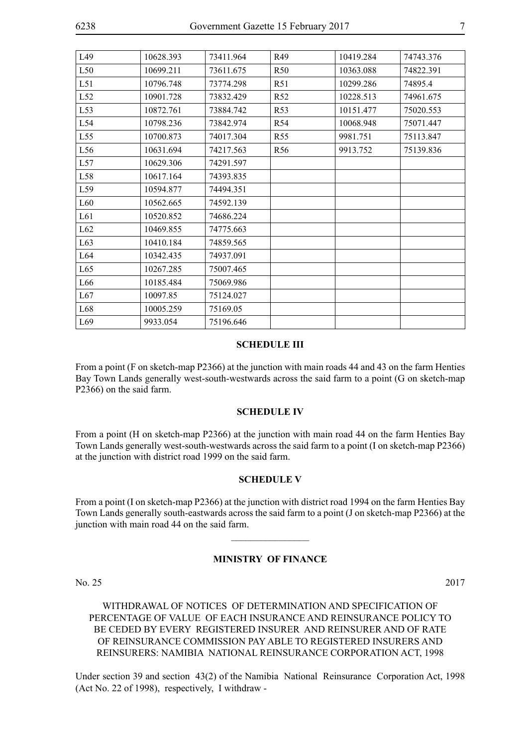| L49 | 10628.393 | 73411.964 | R49 | 10419.284 | 74743.376 |
|---|---|---|---|---|---|
| L50 | 10699.211 | 73611.675 | R50 | 10363.088 | 74822.391 |
| L51 | 10796.748 | 73774.298 | R51 | 10299.286 | 74895.4 |
| L52 | 10901.728 | 73832.429 | R52 | 10228.513 | 74961.675 |
| L53 | 10872.761 | 73884.742 | R53 | 10151.477 | 75020.553 |
| L54 | 10798.236 | 73842.974 | R54 | 10068.948 | 75071.447 |
| L55 | 10700.873 | 74017.304 | R55 | 9981.751 | 75113.847 |
| L56 | 10631.694 | 74217.563 | R56 | 9913.752 | 75139.836 |
| L57 | 10629.306 | 74291.597 | | | |
| L58 | 10617.164 | 74393.835 | | | |
| L59 | 10594.877 | 74494.351 | | | |
| L60 | 10562.665 | 74592.139 | | | |
| L61 | 10520.852 | 74686.224 | | | |
| L62 | 10469.855 | 74775.663 | | | |
| L63 | 10410.184 | 74859.565 | | | |
| L64 | 10342.435 | 74937.091 | | | |
| L65 | 10267.285 | 75007.465 | | | |
| L66 | 10185.484 | 75069.986 | | | |
| L67 | 10097.85 | 75124.027 | | | |
| L68 | 10005.259 | 75169.05 | | | |
| L69 | 9933.054 | 75196.646 | | | |

**SCHEDULE III**

From a point (F on sketch-map P2366) at the junction with main roads 44 and 43 on the farm Henties Bay Town Lands generally west-south-westwards across the said farm to a point (G on sketch-map P2366) on the said farm.

**SCHEDULE IV**

From a point (H on sketch-map P2366) at the junction with main road 44 on the farm Henties Bay Town Lands generally west-south-westwards across the said farm to a point (I on sketch-map P2366) at the junction with district road 1999 on the said farm.

**SCHEDULE V**

From a point (I on sketch-map P2366) at the junction with district road 1994 on the farm Henties Bay Town Lands generally south-eastwards across the said farm to a point (J on sketch-map P2366) at the junction with main road 44 on the said farm.

---

**MINISTRY OF FINANCE**

No. 25 2017

WITHDRAWAL OF NOTICES OF DETERMINATION AND SPECIFICATION OF PERCENTAGE OF VALUE OF EACH INSURANCE AND REINSURANCE POLICY TO BE CEDED BY EVERY REGISTERED INSURER AND REINSURER AND OF RATE OF REINSURANCE COMMISSION PAY ABLE TO REGISTERED INSURERS AND REINSURERS: NAMIBIA NATIONAL REINSURANCE CORPORATION ACT, 1998

Under section 39 and section 43(2) of the Namibia National Reinsurance Corporation Act, 1998 (Act No. 22 of 1998), respectively, I withdraw -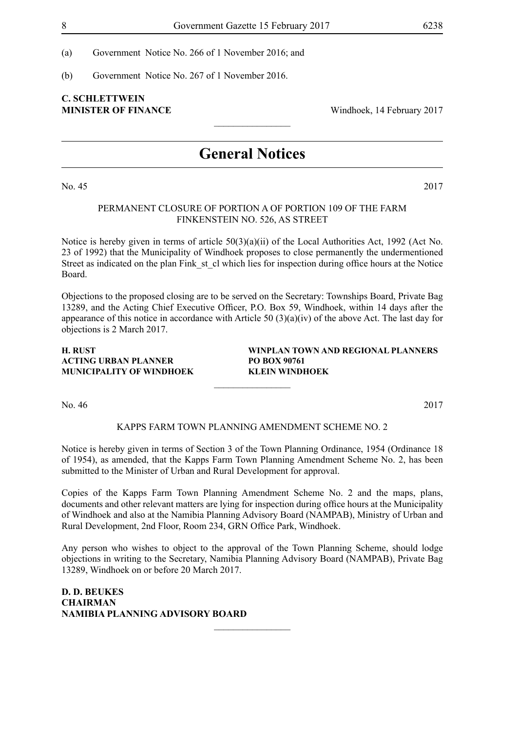(a) Government Notice No. 266 of 1 November 2016; and

(b) Government Notice No. 267 of 1 November 2016.

**C. SCHLETTWEIN**
**MINISTER OF FINANCE**

Windhoek, 14 February 2017

---

# General Notices

No. 45 2017

PERMANENT CLOSURE OF PORTION A OF PORTION 109 OF THE FARM FINKENSTEIN NO. 526, AS STREET

Notice is hereby given in terms of article 50(3)(a)(ii) of the Local Authorities Act, 1992 (Act No. 23 of 1992) that the Municipality of Windhoek proposes to close permanently the undermentioned Street as indicated on the plan Fink_st_cl which lies for inspection during office hours at the Notice Board.

Objections to the proposed closing are to be served on the Secretary: Townships Board, Private Bag 13289, and the Acting Chief Executive Officer, P.O. Box 59, Windhoek, within 14 days after the appearance of this notice in accordance with Article 50 (3)(a)(iv) of the above Act. The last day for objections is 2 March 2017.

**H. RUST**
**ACTING URBAN PLANNER**
**MUNICIPALITY OF WINDHOEK**

**WINPLAN TOWN AND REGIONAL PLANNERS**
**PO BOX 90761**
**KLEIN WINDHOEK**

---

No. 46 2017

KAPPS FARM TOWN PLANNING AMENDMENT SCHEME NO. 2

Notice is hereby given in terms of Section 3 of the Town Planning Ordinance, 1954 (Ordinance 18 of 1954), as amended, that the Kapps Farm Town Planning Amendment Scheme No. 2, has been submitted to the Minister of Urban and Rural Development for approval.

Copies of the Kapps Farm Town Planning Amendment Scheme No. 2 and the maps, plans, documents and other relevant matters are lying for inspection during office hours at the Municipality of Windhoek and also at the Namibia Planning Advisory Board (NAMPAB), Ministry of Urban and Rural Development, 2nd Floor, Room 234, GRN Office Park, Windhoek.

Any person who wishes to object to the approval of the Town Planning Scheme, should lodge objections in writing to the Secretary, Namibia Planning Advisory Board (NAMPAB), Private Bag 13289, Windhoek on or before 20 March 2017.

**D. D. BEUKES**
**CHAIRMAN**
**NAMIBIA PLANNING ADVISORY BOARD**

---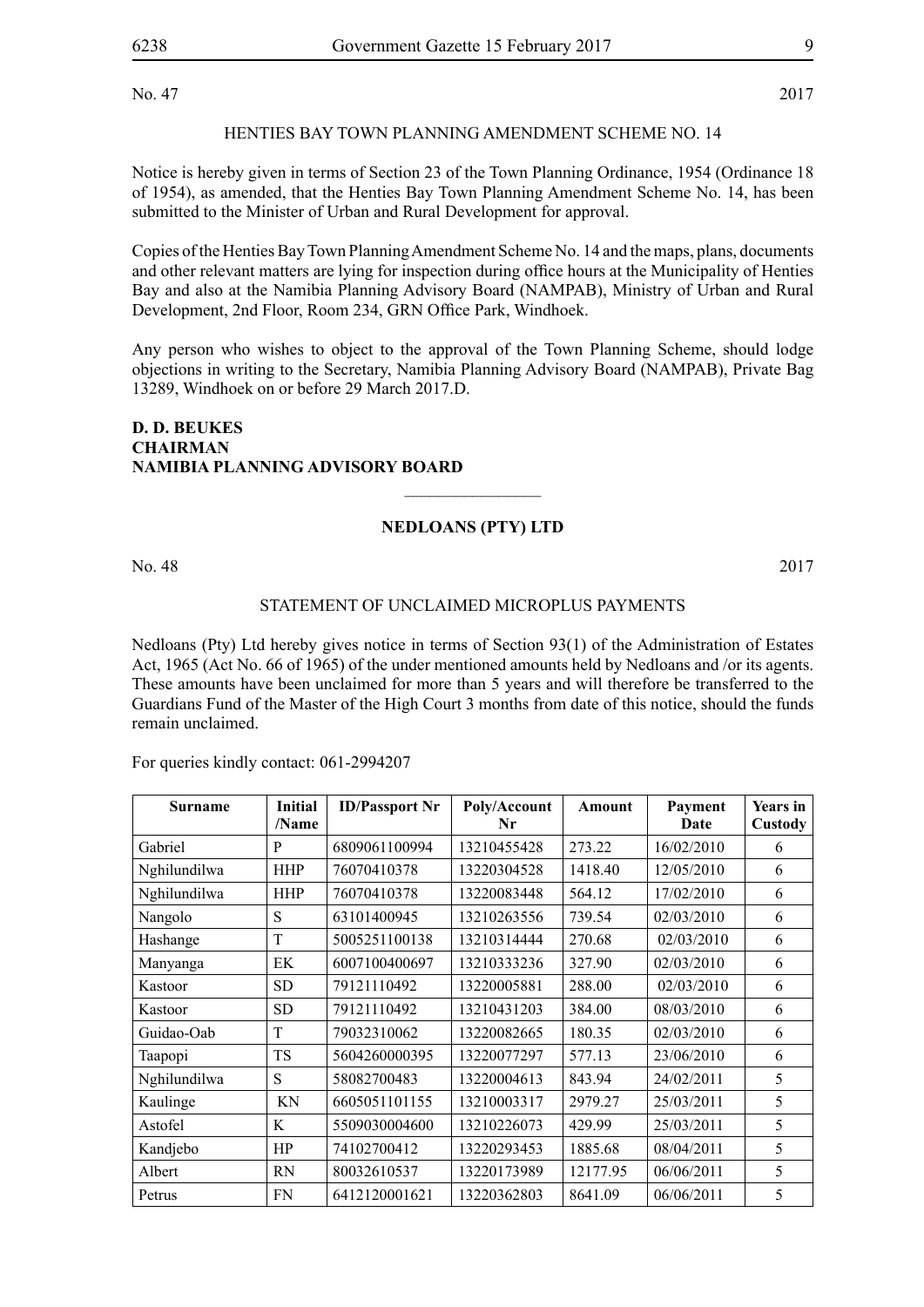No. 47 2017

HENTIES BAY TOWN PLANNING AMENDMENT SCHEME NO. 14

Notice is hereby given in terms of Section 23 of the Town Planning Ordinance, 1954 (Ordinance 18 of 1954), as amended, that the Henties Bay Town Planning Amendment Scheme No. 14, has been submitted to the Minister of Urban and Rural Development for approval.

Copies of the Henties Bay Town Planning Amendment Scheme No. 14 and the maps, plans, documents and other relevant matters are lying for inspection during office hours at the Municipality of Henties Bay and also at the Namibia Planning Advisory Board (NAMPAB), Ministry of Urban and Rural Development, 2nd Floor, Room 234, GRN Office Park, Windhoek.

Any person who wishes to object to the approval of the Town Planning Scheme, should lodge objections in writing to the Secretary, Namibia Planning Advisory Board (NAMPAB), Private Bag 13289, Windhoek on or before 29 March 2017.D.

**D. D. BEUKES**
**CHAIRMAN**
**NAMIBIA PLANNING ADVISORY BOARD**

---

**NEDLOANS (PTY) LTD**

No. 48 2017

STATEMENT OF UNCLAIMED MICROPLUS PAYMENTS

Nedloans (Pty) Ltd hereby gives notice in terms of Section 93(1) of the Administration of Estates Act, 1965 (Act No. 66 of 1965) of the under mentioned amounts held by Nedloans and /or its agents. These amounts have been unclaimed for more than 5 years and will therefore be transferred to the Guardians Fund of the Master of the High Court 3 months from date of this notice, should the funds remain unclaimed.

For queries kindly contact: 061-2994207

| Surname | Initial /Name | ID/Passport Nr | Poly/Account Nr | Amount | Payment Date | Years in Custody |
|---|---|---|---|---|---|---|
| Gabriel | P | 6809061100994 | 13210455428 | 273.22 | 16/02/2010 | 6 |
| Nghilundilwa | HHP | 76070410378 | 13220304528 | 1418.40 | 12/05/2010 | 6 |
| Nghilundilwa | HHP | 76070410378 | 13220083448 | 564.12 | 17/02/2010 | 6 |
| Nangolo | S | 63101400945 | 13210263556 | 739.54 | 02/03/2010 | 6 |
| Hashange | T | 5005251100138 | 13210314444 | 270.68 | 02/03/2010 | 6 |
| Manyanga | EK | 6007100400697 | 13210333236 | 327.90 | 02/03/2010 | 6 |
| Kastoor | SD | 79121110492 | 13220005881 | 288.00 | 02/03/2010 | 6 |
| Kastoor | SD | 79121110492 | 13210431203 | 384.00 | 08/03/2010 | 6 |
| Guidao-Oab | T | 79032310062 | 13220082665 | 180.35 | 02/03/2010 | 6 |
| Taapopi | TS | 5604260000395 | 13220077297 | 577.13 | 23/06/2010 | 6 |
| Nghilundilwa | S | 58082700483 | 13220004613 | 843.94 | 24/02/2011 | 5 |
| Kaulinge | KN | 6605051101155 | 13210003317 | 2979.27 | 25/03/2011 | 5 |
| Astofel | K | 5509030004600 | 13210226073 | 429.99 | 25/03/2011 | 5 |
| Kandjebo | HP | 74102700412 | 13220293453 | 1885.68 | 08/04/2011 | 5 |
| Albert | RN | 80032610537 | 13220173989 | 12177.95 | 06/06/2011 | 5 |
| Petrus | FN | 6412120001621 | 13220362803 | 8641.09 | 06/06/2011 | 5 |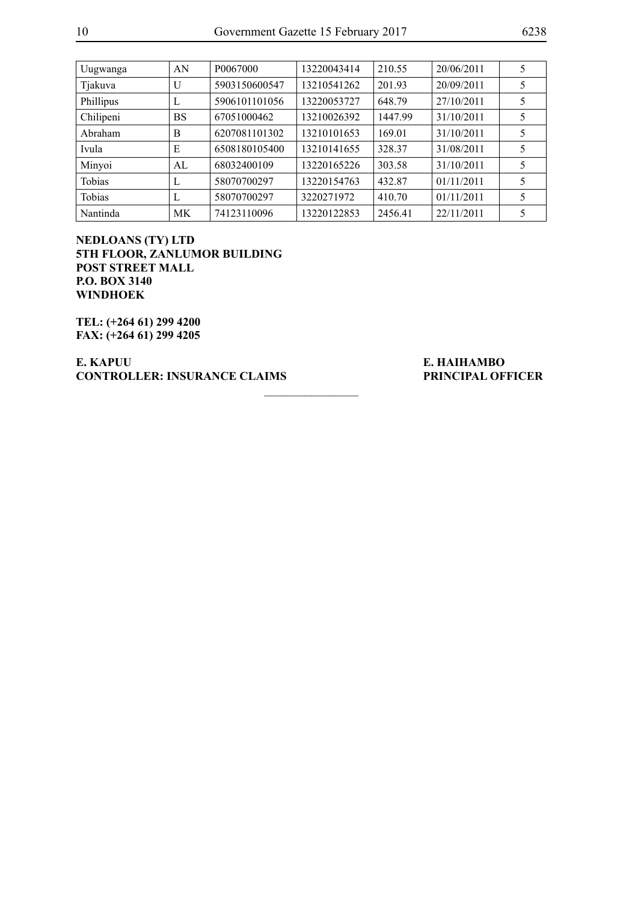| | | | | | | |
|---|---|---|---|---|---|---|
| Uugwanga | AN | P0067000 | 13220043414 | 210.55 | 20/06/2011 | 5 |
| Tjakuva | U | 5903150600547 | 13210541262 | 201.93 | 20/09/2011 | 5 |
| Phillipus | L | 5906101101056 | 13220053727 | 648.79 | 27/10/2011 | 5 |
| Chilipeni | BS | 67051000462 | 13210026392 | 1447.99 | 31/10/2011 | 5 |
| Abraham | B | 6207081101302 | 13210101653 | 169.01 | 31/10/2011 | 5 |
| Ivula | E | 6508180105400 | 13210141655 | 328.37 | 31/08/2011 | 5 |
| Minyoi | AL | 68032400109 | 13220165226 | 303.58 | 31/10/2011 | 5 |
| Tobias | L | 58070700297 | 13220154763 | 432.87 | 01/11/2011 | 5 |
| Tobias | L | 58070700297 | 3220271972 | 410.70 | 01/11/2011 | 5 |
| Nantinda | MK | 74123110096 | 13220122853 | 2456.41 | 22/11/2011 | 5 |

**NEDLOANS (TY) LTD**
**5TH FLOOR, ZANLUMOR BUILDING**
**POST STREET MALL**
**P.O. BOX 3140**
**WINDHOEK**

**TEL: (+264 61) 299 4200**
**FAX: (+264 61) 299 4205**

**E. KAPUU**
**CONTROLLER: INSURANCE CLAIMS**

**E. HAIHAMBO**
**PRINCIPAL OFFICER**

________________